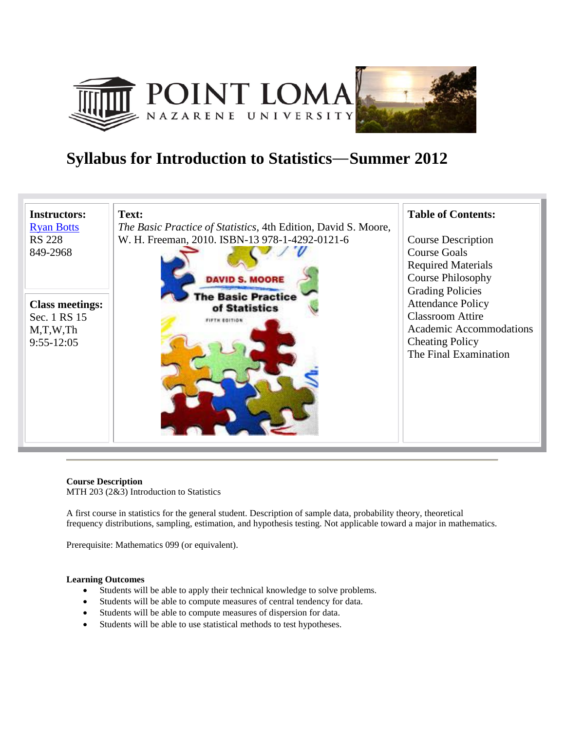POINT LOMA NAZARENE UNIVERSITY

# Syllabus for Introduction to Statistics—Summer 2012

| Instructors: | Text: | Table of Contents: |
|---|---|---|
| [Ryan Botts](Ryan Botts) RS 228 849-2968 | *The Basic Practice of Statistics*, 4th Edition, David S. Moore, W. H. Freeman, 2010. ISBN-13 978-1-4292-0121-6 | Course Description<br>Course Goals<br>Required Materials<br>Course Philosophy<br>Grading Policies<br>Attendance Policy<br>Classroom Attire<br>Academic Accommodations<br>Cheating Policy<br>The Final Examination |
| **Class meetings:** Sec. 1 RS 15 M,T,W,Th 9:55-12:05 | | |

---

**Course Description**
MTH 203 (2&3) Introduction to Statistics

A first course in statistics for the general student. Description of sample data, probability theory, theoretical frequency distributions, sampling, estimation, and hypothesis testing. Not applicable toward a major in mathematics.

Prerequisite: Mathematics 099 (or equivalent).

**Learning Outcomes**

- Students will be able to apply their technical knowledge to solve problems.
- Students will be able to compute measures of central tendency for data.
- Students will be able to compute measures of dispersion for data.
- Students will be able to use statistical methods to test hypotheses.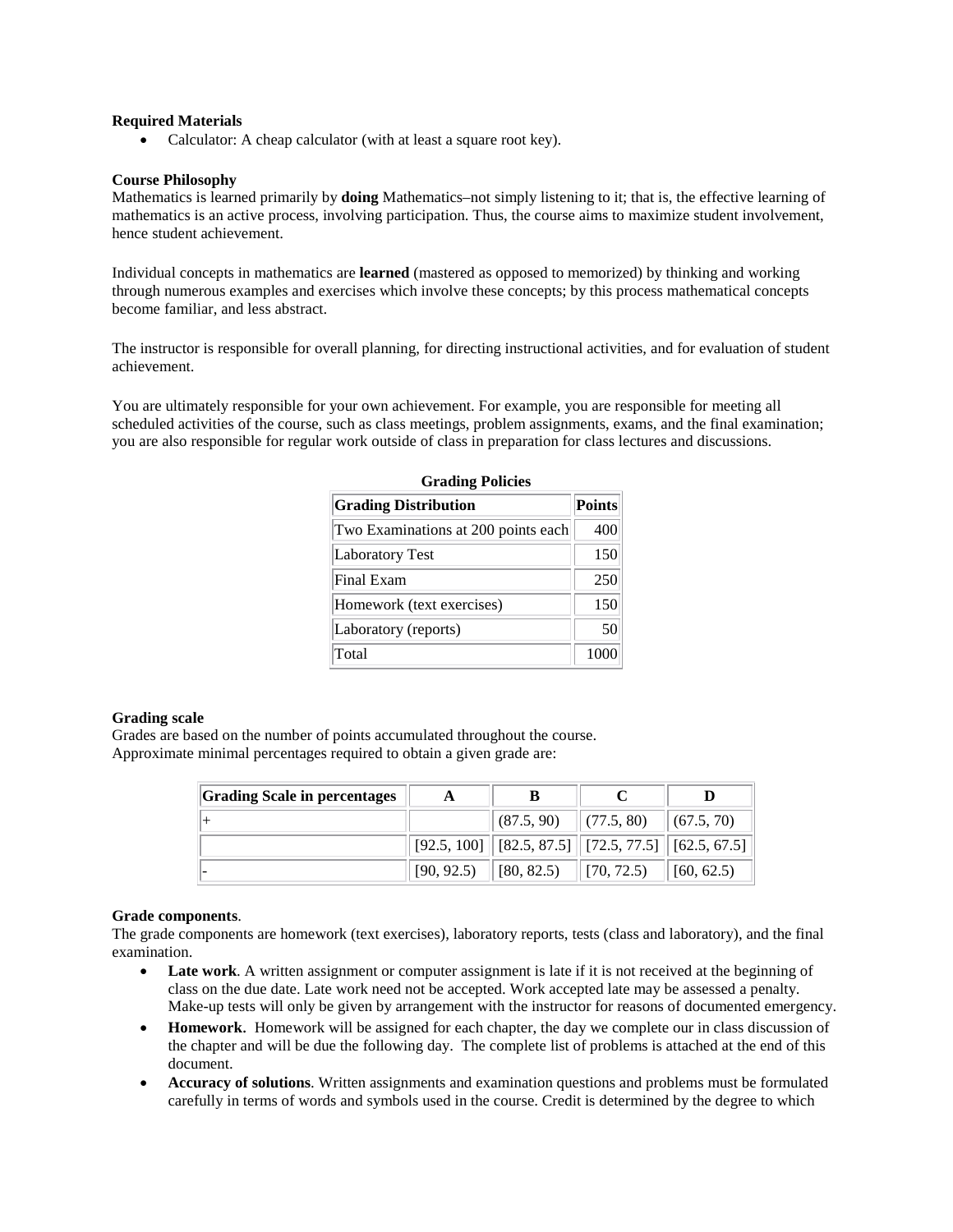**Required Materials**

- Calculator: A cheap calculator (with at least a square root key).

**Course Philosophy**

Mathematics is learned primarily by **doing** Mathematics–not simply listening to it; that is, the effective learning of mathematics is an active process, involving participation. Thus, the course aims to maximize student involvement, hence student achievement.

Individual concepts in mathematics are **learned** (mastered as opposed to memorized) by thinking and working through numerous examples and exercises which involve these concepts; by this process mathematical concepts become familiar, and less abstract.

The instructor is responsible for overall planning, for directing instructional activities, and for evaluation of student achievement.

You are ultimately responsible for your own achievement. For example, you are responsible for meeting all scheduled activities of the course, such as class meetings, problem assignments, exams, and the final examination; you are also responsible for regular work outside of class in preparation for class lectures and discussions.

**Grading Policies**

| Grading Distribution | Points |
|---|---|
| Two Examinations at 200 points each | 400 |
| Laboratory Test | 150 |
| Final Exam | 250 |
| Homework (text exercises) | 150 |
| Laboratory (reports) | 50 |
| Total | 1000 |

**Grading scale**

Grades are based on the number of points accumulated throughout the course.
Approximate minimal percentages required to obtain a given grade are:

| Grading Scale in percentages | A | B | C | D |
|---|---|---|---|---|
| + | | (87.5, 90) | (77.5, 80) | (67.5, 70) |
| | [92.5, 100] | [82.5, 87.5] | [72.5, 77.5] | [62.5, 67.5] |
| - | [90, 92.5) | [80, 82.5) | [70, 72.5) | [60, 62.5) |

**Grade components**.

The grade components are homework (text exercises), laboratory reports, tests (class and laboratory), and the final examination.

- **Late work**. A written assignment or computer assignment is late if it is not received at the beginning of class on the due date. Late work need not be accepted. Work accepted late may be assessed a penalty. Make-up tests will only be given by arrangement with the instructor for reasons of documented emergency.
- **Homework.** Homework will be assigned for each chapter, the day we complete our in class discussion of the chapter and will be due the following day. The complete list of problems is attached at the end of this document.
- **Accuracy of solutions**. Written assignments and examination questions and problems must be formulated carefully in terms of words and symbols used in the course. Credit is determined by the degree to which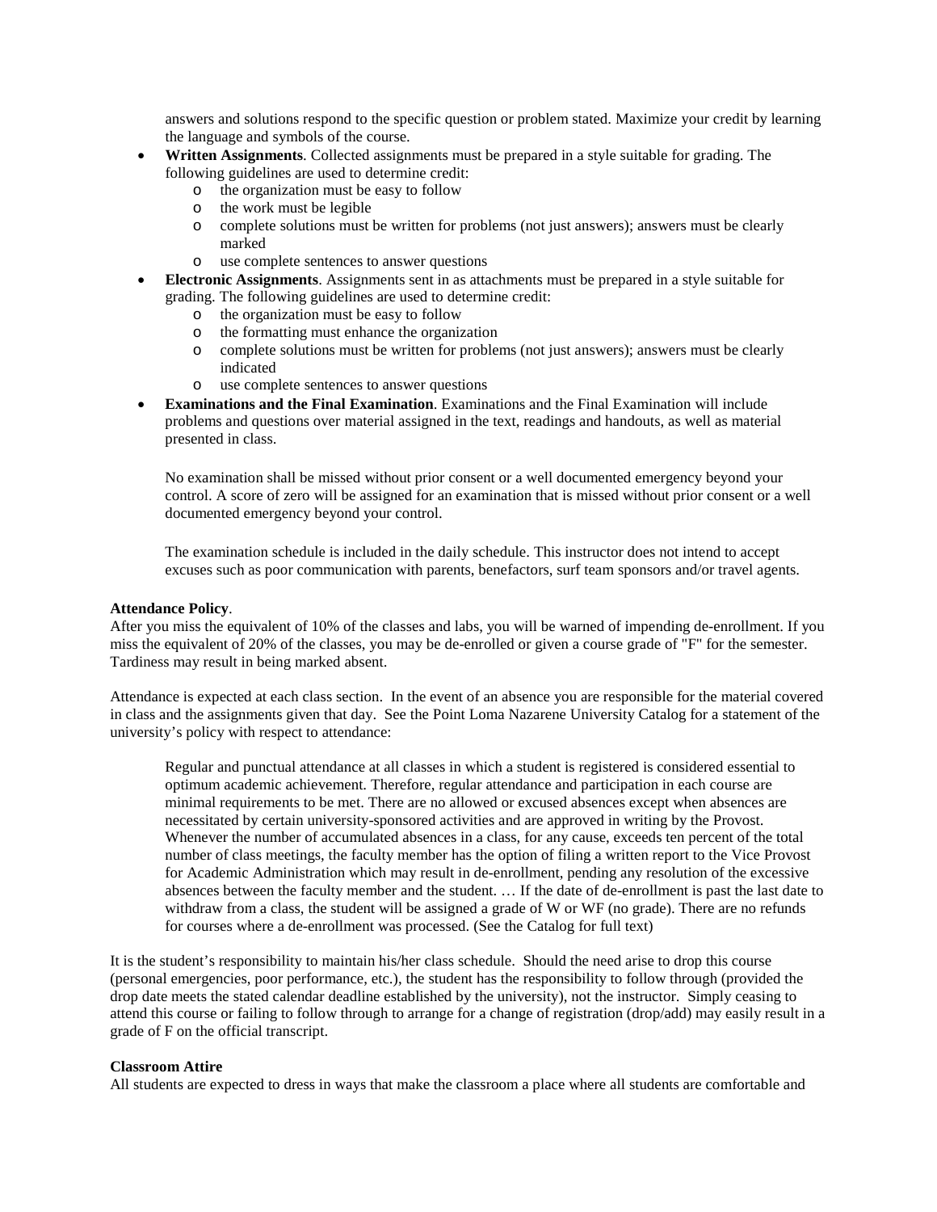answers and solutions respond to the specific question or problem stated. Maximize your credit by learning the language and symbols of the course.

- **Written Assignments**. Collected assignments must be prepared in a style suitable for grading. The following guidelines are used to determine credit:
    - the organization must be easy to follow
    - the work must be legible
    - complete solutions must be written for problems (not just answers); answers must be clearly marked
    - use complete sentences to answer questions
- **Electronic Assignments**. Assignments sent in as attachments must be prepared in a style suitable for grading. The following guidelines are used to determine credit:
    - the organization must be easy to follow
    - the formatting must enhance the organization
    - complete solutions must be written for problems (not just answers); answers must be clearly indicated
    - use complete sentences to answer questions
- **Examinations and the Final Examination**. Examinations and the Final Examination will include problems and questions over material assigned in the text, readings and handouts, as well as material presented in class.

  No examination shall be missed without prior consent or a well documented emergency beyond your control. A score of zero will be assigned for an examination that is missed without prior consent or a well documented emergency beyond your control.

  The examination schedule is included in the daily schedule. This instructor does not intend to accept excuses such as poor communication with parents, benefactors, surf team sponsors and/or travel agents.

**Attendance Policy**.
After you miss the equivalent of 10% of the classes and labs, you will be warned of impending de-enrollment. If you miss the equivalent of 20% of the classes, you may be de-enrolled or given a course grade of "F" for the semester. Tardiness may result in being marked absent.

Attendance is expected at each class section. In the event of an absence you are responsible for the material covered in class and the assignments given that day. See the Point Loma Nazarene University Catalog for a statement of the university's policy with respect to attendance:

> Regular and punctual attendance at all classes in which a student is registered is considered essential to optimum academic achievement. Therefore, regular attendance and participation in each course are minimal requirements to be met. There are no allowed or excused absences except when absences are necessitated by certain university-sponsored activities and are approved in writing by the Provost. Whenever the number of accumulated absences in a class, for any cause, exceeds ten percent of the total number of class meetings, the faculty member has the option of filing a written report to the Vice Provost for Academic Administration which may result in de-enrollment, pending any resolution of the excessive absences between the faculty member and the student. … If the date of de-enrollment is past the last date to withdraw from a class, the student will be assigned a grade of W or WF (no grade). There are no refunds for courses where a de-enrollment was processed. (See the Catalog for full text)

It is the student's responsibility to maintain his/her class schedule. Should the need arise to drop this course (personal emergencies, poor performance, etc.), the student has the responsibility to follow through (provided the drop date meets the stated calendar deadline established by the university), not the instructor. Simply ceasing to attend this course or failing to follow through to arrange for a change of registration (drop/add) may easily result in a grade of F on the official transcript.

**Classroom Attire**
All students are expected to dress in ways that make the classroom a place where all students are comfortable and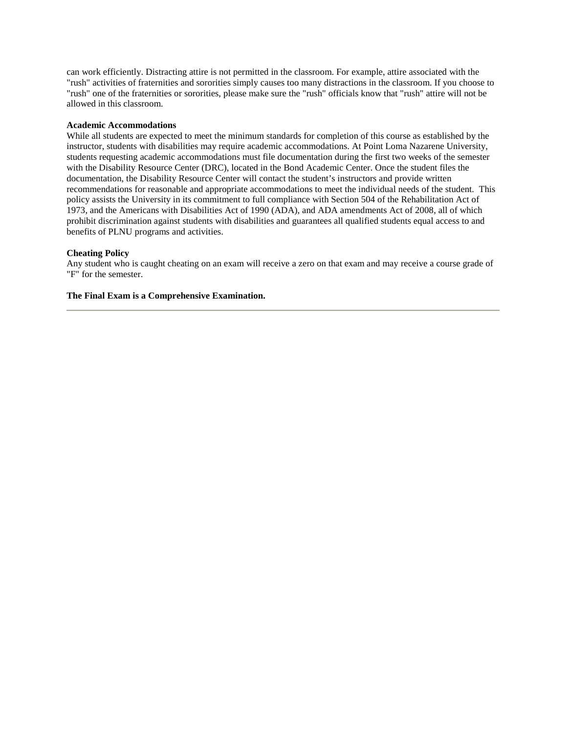can work efficiently. Distracting attire is not permitted in the classroom. For example, attire associated with the "rush" activities of fraternities and sororities simply causes too many distractions in the classroom. If you choose to "rush" one of the fraternities or sororities, please make sure the "rush" officials know that "rush" attire will not be allowed in this classroom.

**Academic Accommodations**

While all students are expected to meet the minimum standards for completion of this course as established by the instructor, students with disabilities may require academic accommodations. At Point Loma Nazarene University, students requesting academic accommodations must file documentation during the first two weeks of the semester with the Disability Resource Center (DRC), located in the Bond Academic Center. Once the student files the documentation, the Disability Resource Center will contact the student's instructors and provide written recommendations for reasonable and appropriate accommodations to meet the individual needs of the student. This policy assists the University in its commitment to full compliance with Section 504 of the Rehabilitation Act of 1973, and the Americans with Disabilities Act of 1990 (ADA), and ADA amendments Act of 2008, all of which prohibit discrimination against students with disabilities and guarantees all qualified students equal access to and benefits of PLNU programs and activities.

**Cheating Policy**

Any student who is caught cheating on an exam will receive a zero on that exam and may receive a course grade of "F" for the semester.

**The Final Exam is a Comprehensive Examination.**

---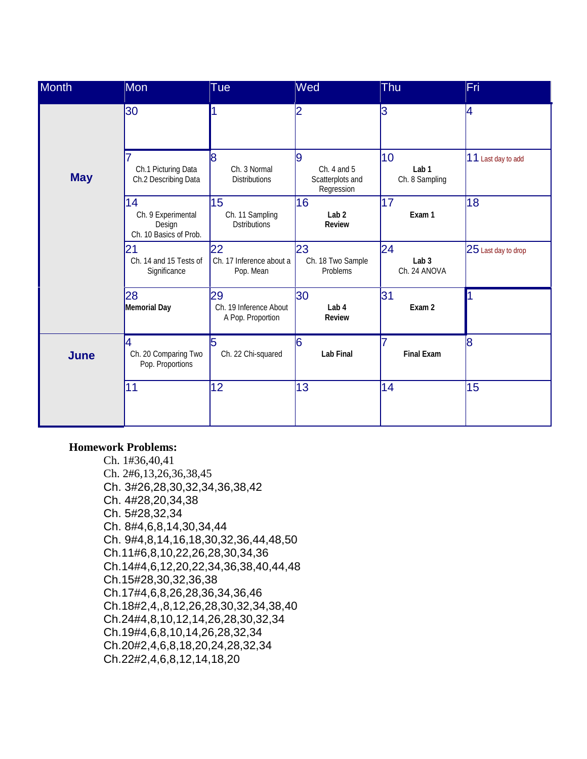| Month | Mon | Tue | Wed | Thu | Fri |
|---|---|---|---|---|---|
| **May** | 30 | 1 | 2 | 3 | 4 |
| | 7 Ch.1 Picturing Data Ch.2 Describing Data | 8 Ch. 3 Normal Distributions | 9 Ch. 4 and 5 Scatterplots and Regression | 10 **Lab 1** Ch. 8 Sampling | 11 Last day to add |
| | 14 Ch. 9 Experimental Design Ch. 10 Basics of Prob. | 15 Ch. 11 Sampling Dstributions | 16 **Lab 2 Review** | 17 **Exam 1** | 18 |
| | 21 Ch. 14 and 15 Tests of Significance | 22 Ch. 17 Inference about a Pop. Mean | 23 Ch. 18 Two Sample Problems | 24 **Lab 3** Ch. 24 ANOVA | 25 Last day to drop |
| | 28 **Memorial Day** | 29 Ch. 19 Inference About A Pop. Proportion | 30 **Lab 4 Review** | 31 **Exam 2** | 1 |
| **June** | 4 Ch. 20 Comparing Two Pop. Proportions | 5 Ch. 22 Chi-squared | 6 **Lab Final** | 7 **Final Exam** | 8 |
| | 11 | 12 | 13 | 14 | 15 |

**Homework Problems:**

Ch. 1#36,40,41
Ch. 2#6,13,26,36,38,45
Ch. 3#26,28,30,32,34,36,38,42
Ch. 4#28,20,34,38
Ch. 5#28,32,34
Ch. 8#4,6,8,14,30,34,44
Ch. 9#4,8,14,16,18,30,32,36,44,48,50
Ch.11#6,8,10,22,26,28,30,34,36
Ch.14#4,6,12,20,22,34,36,38,40,44,48
Ch.15#28,30,32,36,38
Ch.17#4,6,8,26,28,36,34,36,46
Ch.18#2,4,,8,12,26,28,30,32,34,38,40
Ch.24#4,8,10,12,14,26,28,30,32,34
Ch.19#4,6,8,10,14,26,28,32,34
Ch.20#2,4,6,8,18,20,24,28,32,34
Ch.22#2,4,6,8,12,14,18,20